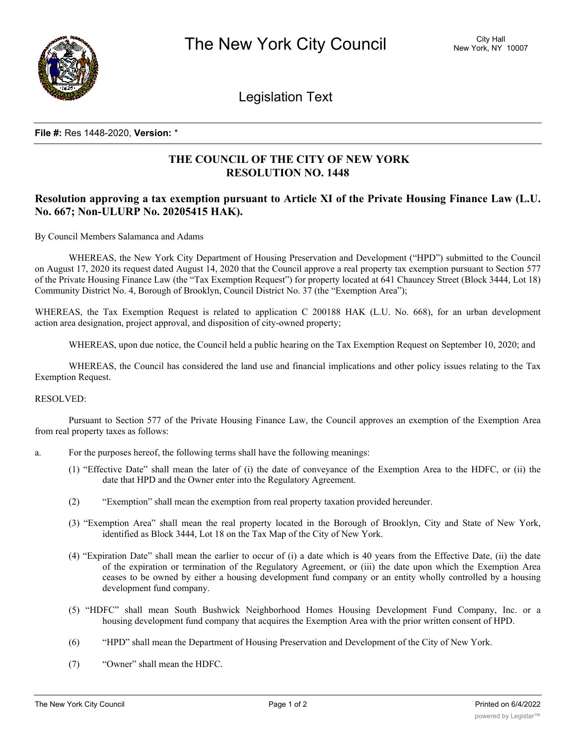# The New York City Council

City Hall
New York, NY 10007

## Legislation Text

**File #:** Res 1448-2020, **Version:** *

## THE COUNCIL OF THE CITY OF NEW YORK
## RESOLUTION NO. 1448

### Resolution approving a tax exemption pursuant to Article XI of the Private Housing Finance Law (L.U. No. 667; Non-ULURP No. 20205415 HAK).

By Council Members Salamanca and Adams

WHEREAS, the New York City Department of Housing Preservation and Development ("HPD") submitted to the Council on August 17, 2020 its request dated August 14, 2020 that the Council approve a real property tax exemption pursuant to Section 577 of the Private Housing Finance Law (the "Tax Exemption Request") for property located at 641 Chauncey Street (Block 3444, Lot 18) Community District No. 4, Borough of Brooklyn, Council District No. 37 (the "Exemption Area");

WHEREAS, the Tax Exemption Request is related to application C 200188 HAK (L.U. No. 668), for an urban development action area designation, project approval, and disposition of city-owned property;

WHEREAS, upon due notice, the Council held a public hearing on the Tax Exemption Request on September 10, 2020; and

WHEREAS, the Council has considered the land use and financial implications and other policy issues relating to the Tax Exemption Request.

RESOLVED:

Pursuant to Section 577 of the Private Housing Finance Law, the Council approves an exemption of the Exemption Area from real property taxes as follows:

a. For the purposes hereof, the following terms shall have the following meanings:

   (1) "Effective Date" shall mean the later of (i) the date of conveyance of the Exemption Area to the HDFC, or (ii) the date that HPD and the Owner enter into the Regulatory Agreement.

   (2) "Exemption" shall mean the exemption from real property taxation provided hereunder.

   (3) "Exemption Area" shall mean the real property located in the Borough of Brooklyn, City and State of New York, identified as Block 3444, Lot 18 on the Tax Map of the City of New York.

   (4) "Expiration Date" shall mean the earlier to occur of (i) a date which is 40 years from the Effective Date, (ii) the date of the expiration or termination of the Regulatory Agreement, or (iii) the date upon which the Exemption Area ceases to be owned by either a housing development fund company or an entity wholly controlled by a housing development fund company.

   (5) "HDFC" shall mean South Bushwick Neighborhood Homes Housing Development Fund Company, Inc. or a housing development fund company that acquires the Exemption Area with the prior written consent of HPD.

   (6) "HPD" shall mean the Department of Housing Preservation and Development of the City of New York.

   (7) "Owner" shall mean the HDFC.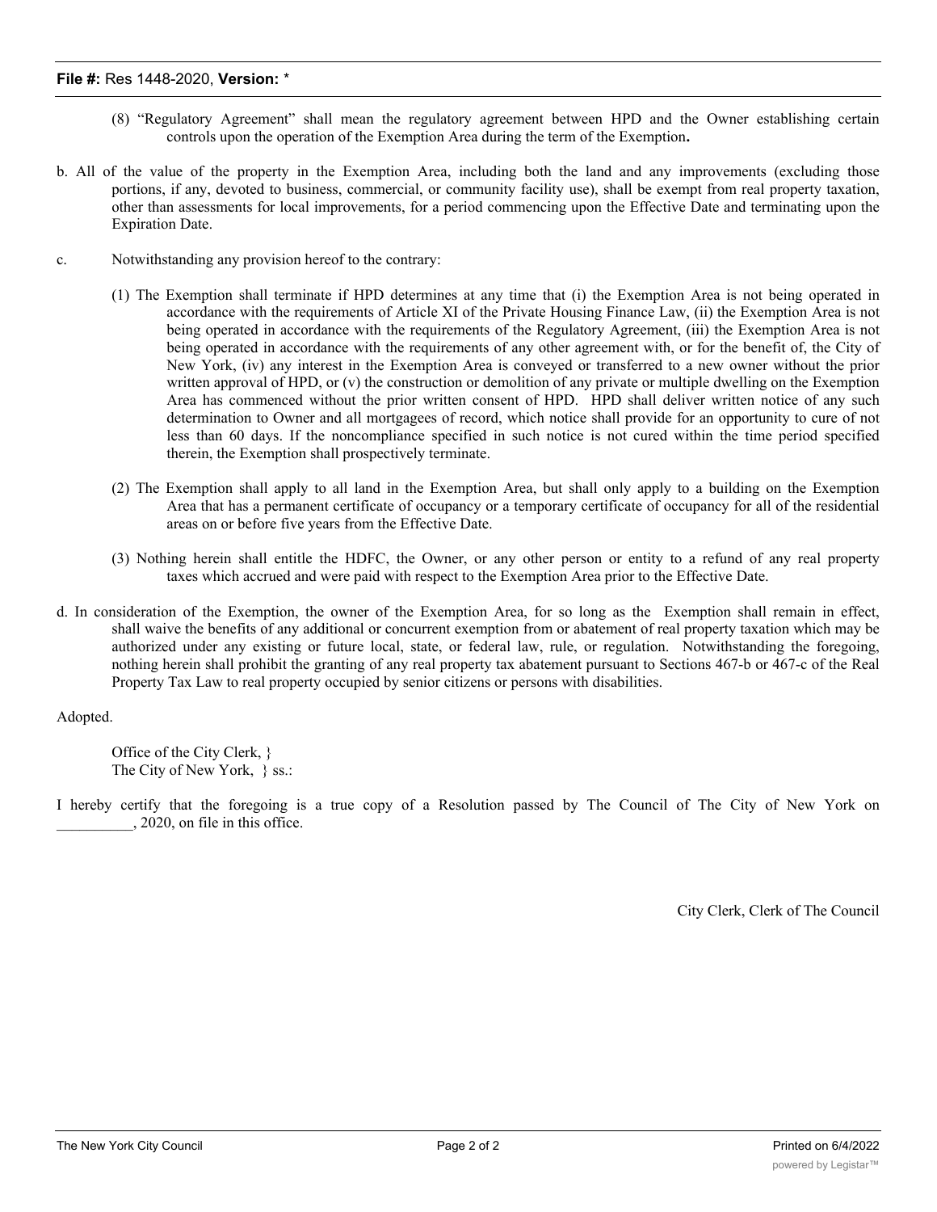(8) "Regulatory Agreement" shall mean the regulatory agreement between HPD and the Owner establishing certain controls upon the operation of the Exemption Area during the term of the Exemption**.**

b. All of the value of the property in the Exemption Area, including both the land and any improvements (excluding those portions, if any, devoted to business, commercial, or community facility use), shall be exempt from real property taxation, other than assessments for local improvements, for a period commencing upon the Effective Date and terminating upon the Expiration Date.

c. Notwithstanding any provision hereof to the contrary:

(1) The Exemption shall terminate if HPD determines at any time that (i) the Exemption Area is not being operated in accordance with the requirements of Article XI of the Private Housing Finance Law, (ii) the Exemption Area is not being operated in accordance with the requirements of the Regulatory Agreement, (iii) the Exemption Area is not being operated in accordance with the requirements of any other agreement with, or for the benefit of, the City of New York, (iv) any interest in the Exemption Area is conveyed or transferred to a new owner without the prior written approval of HPD, or (v) the construction or demolition of any private or multiple dwelling on the Exemption Area has commenced without the prior written consent of HPD. HPD shall deliver written notice of any such determination to Owner and all mortgagees of record, which notice shall provide for an opportunity to cure of not less than 60 days. If the noncompliance specified in such notice is not cured within the time period specified therein, the Exemption shall prospectively terminate.

(2) The Exemption shall apply to all land in the Exemption Area, but shall only apply to a building on the Exemption Area that has a permanent certificate of occupancy or a temporary certificate of occupancy for all of the residential areas on or before five years from the Effective Date.

(3) Nothing herein shall entitle the HDFC, the Owner, or any other person or entity to a refund of any real property taxes which accrued and were paid with respect to the Exemption Area prior to the Effective Date.

d. In consideration of the Exemption, the owner of the Exemption Area, for so long as the Exemption shall remain in effect, shall waive the benefits of any additional or concurrent exemption from or abatement of real property taxation which may be authorized under any existing or future local, state, or federal law, rule, or regulation. Notwithstanding the foregoing, nothing herein shall prohibit the granting of any real property tax abatement pursuant to Sections 467-b or 467-c of the Real Property Tax Law to real property occupied by senior citizens or persons with disabilities.

Adopted.

Office of the City Clerk, }
The City of New York, } ss.:

I hereby certify that the foregoing is a true copy of a Resolution passed by The Council of The City of New York on __________, 2020, on file in this office.

City Clerk, Clerk of The Council